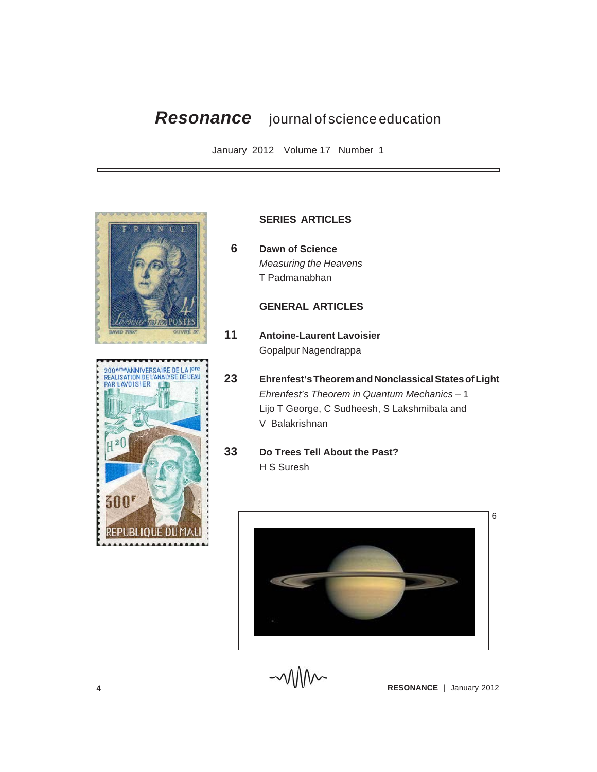# Resonance journal of science education

January 2012 Volume 17 Number 1

## SERIES ARTICLES

**6** **Dawn of Science**
*Measuring the Heavens*
T Padmanabhan

## GENERAL ARTICLES

**11** **Antoine-Laurent Lavoisier**
Gopalpur Nagendrappa

**23** **Ehrenfest's Theorem and Nonclassical States of Light**
*Ehrenfest's Theorem in Quantum Mechanics* – 1
Lijo T George, C Sudheesh, S Lakshmibala and V Balakrishnan

**33** **Do Trees Tell About the Past?**
H S Suresh

6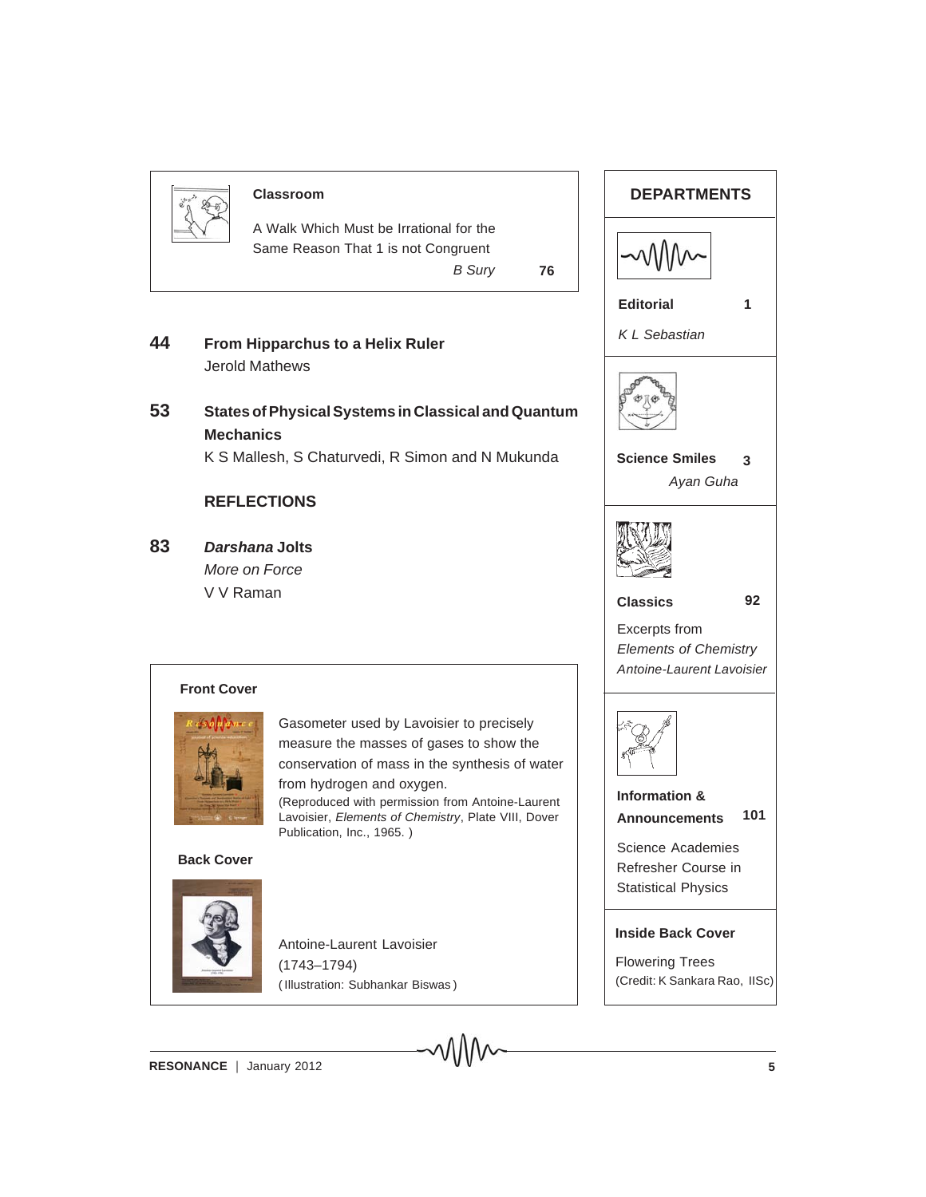**Classroom**

A Walk Which Must be Irrational for the Same Reason That 1 is not Congruent

*B Sury* **76**

**44** **From Hipparchus to a Helix Ruler**
Jerold Mathews

**53** **States of Physical Systems in Classical and Quantum Mechanics**
K S Mallesh, S Chaturvedi, R Simon and N Mukunda

## REFLECTIONS

**83** ***Darshana* Jolts**
*More on Force*
V V Raman

**Front Cover**

Gasometer used by Lavoisier to precisely measure the masses of gases to show the conservation of mass in the synthesis of water from hydrogen and oxygen.
(Reproduced with permission from Antoine-Laurent Lavoisier, *Elements of Chemistry*, Plate VIII, Dover Publication, Inc., 1965. )

**Back Cover**

Antoine-Laurent Lavoisier
(1743–1794)
( Illustration: Subhankar Biswas )

## DEPARTMENTS

**Editorial** **1**

*K L Sebastian*

**Science Smiles** **3**

*Ayan Guha*

**Classics** **92**

Excerpts from
*Elements of Chemistry*
*Antoine-Laurent Lavoisier*

**Information & Announcements** **101**

Science Academies Refresher Course in Statistical Physics

**Inside Back Cover**

Flowering Trees
(Credit: K Sankara Rao, IISc)